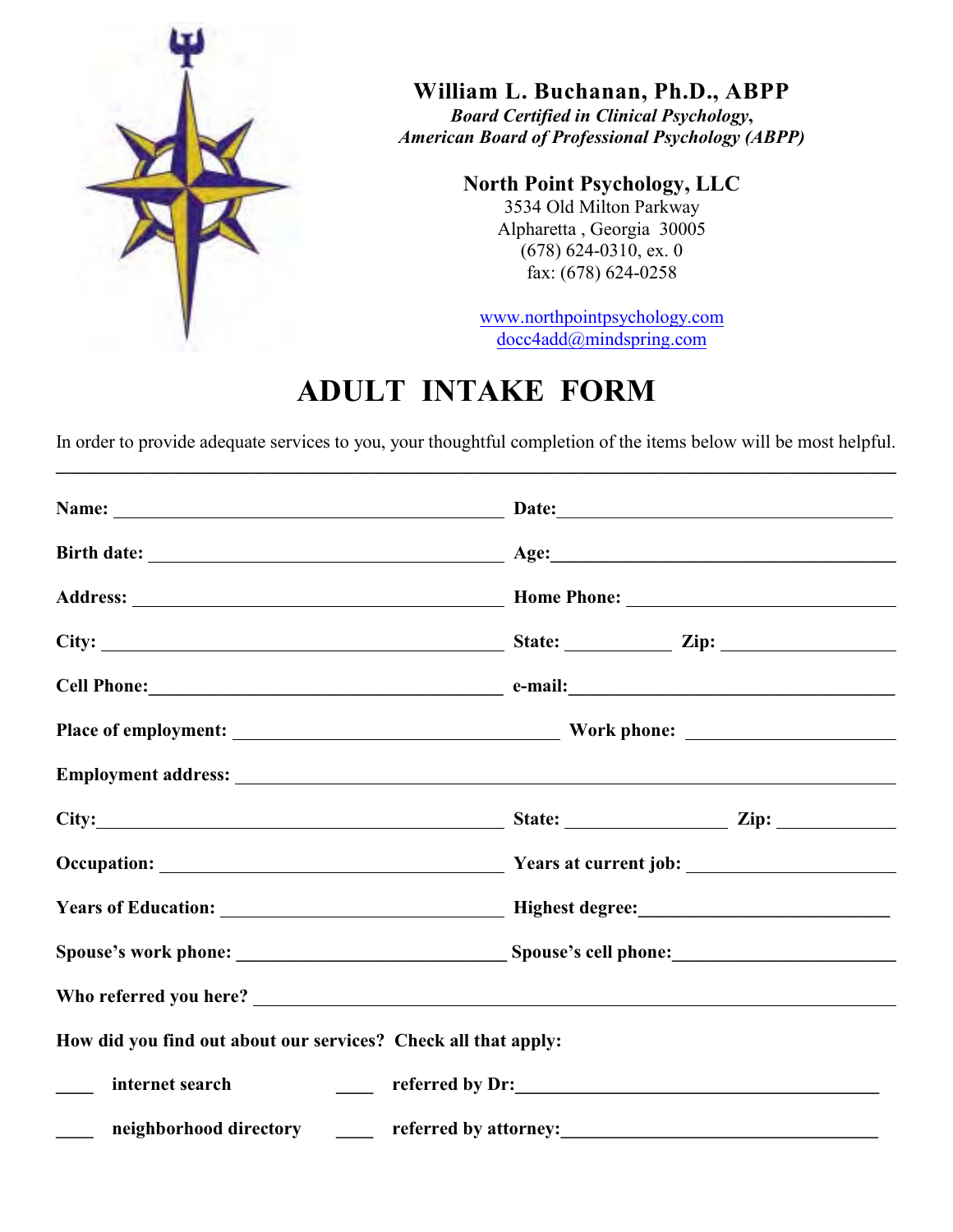**William L. Buchanan, Ph.D., ABPP**
*Board Certified in Clinical Psychology,*
*American Board of Professional Psychology (ABPP)*

**North Point Psychology, LLC**
3534 Old Milton Parkway
Alpharetta , Georgia 30005
(678) 624-0310, ex. 0
fax: (678) 624-0258

www.northpointpsychology.com
docc4add@mindspring.com

# ADULT INTAKE FORM

In order to provide adequate services to you, your thoughtful completion of the items below will be most helpful.

---

**Name:** ______________________________ **Date:** ______________________________

**Birth date:** ______________________________ **Age:** ______________________________

**Address:** ______________________________ **Home Phone:** ______________________________

**City:** ______________________________ **State:** __________ **Zip:** ______________

**Cell Phone:** ______________________________ **e-mail:** ______________________________

**Place of employment:** ______________________________ **Work phone:** ______________________________

**Employment address:** ______________________________________________________________

**City:** ______________________________ **State:** ______________ **Zip:** ____________

**Occupation:** ______________________________ **Years at current job:** ______________________________

**Years of Education:** ______________________________ **Highest degree:** ______________________________

**Spouse's work phone:** ______________________________ **Spouse's cell phone:** ______________________________

**Who referred you here?** ______________________________________________________________

**How did you find out about our services? Check all that apply:**

____ **internet search** ____ **referred by Dr:** ______________________________

____ **neighborhood directory** ____ **referred by attorney:** ______________________________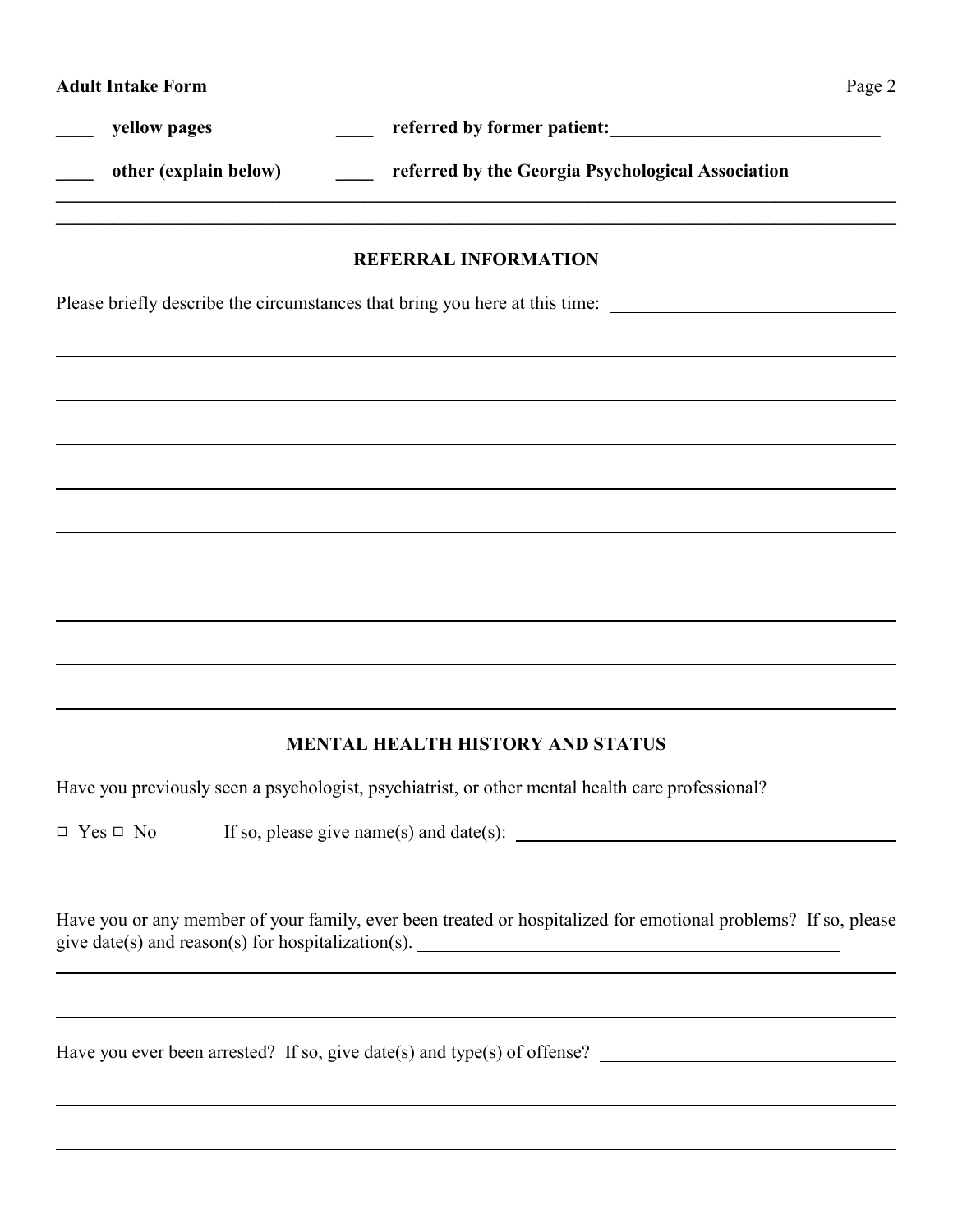____ **yellow pages** ____ **referred by former patient:**____________________________

____ **other (explain below)** ____ **referred by the Georgia Psychological Association**

______________________________________________________________________________

______________________________________________________________________________

## REFERRAL INFORMATION

Please briefly describe the circumstances that bring you here at this time: ______________________________

______________________________________________________________________________

______________________________________________________________________________

______________________________________________________________________________

______________________________________________________________________________

______________________________________________________________________________

______________________________________________________________________________

______________________________________________________________________________

______________________________________________________________________________

______________________________________________________________________________

## MENTAL HEALTH HISTORY AND STATUS

Have you previously seen a psychologist, psychiatrist, or other mental health care professional?

□ Yes □ No If so, please give name(s) and date(s): ______________________________

______________________________________________________________________________

Have you or any member of your family, ever been treated or hospitalized for emotional problems? If so, please give date(s) and reason(s) for hospitalization(s). ______________________________

______________________________________________________________________________

______________________________________________________________________________

Have you ever been arrested? If so, give date(s) and type(s) of offense? ______________________________

______________________________________________________________________________

______________________________________________________________________________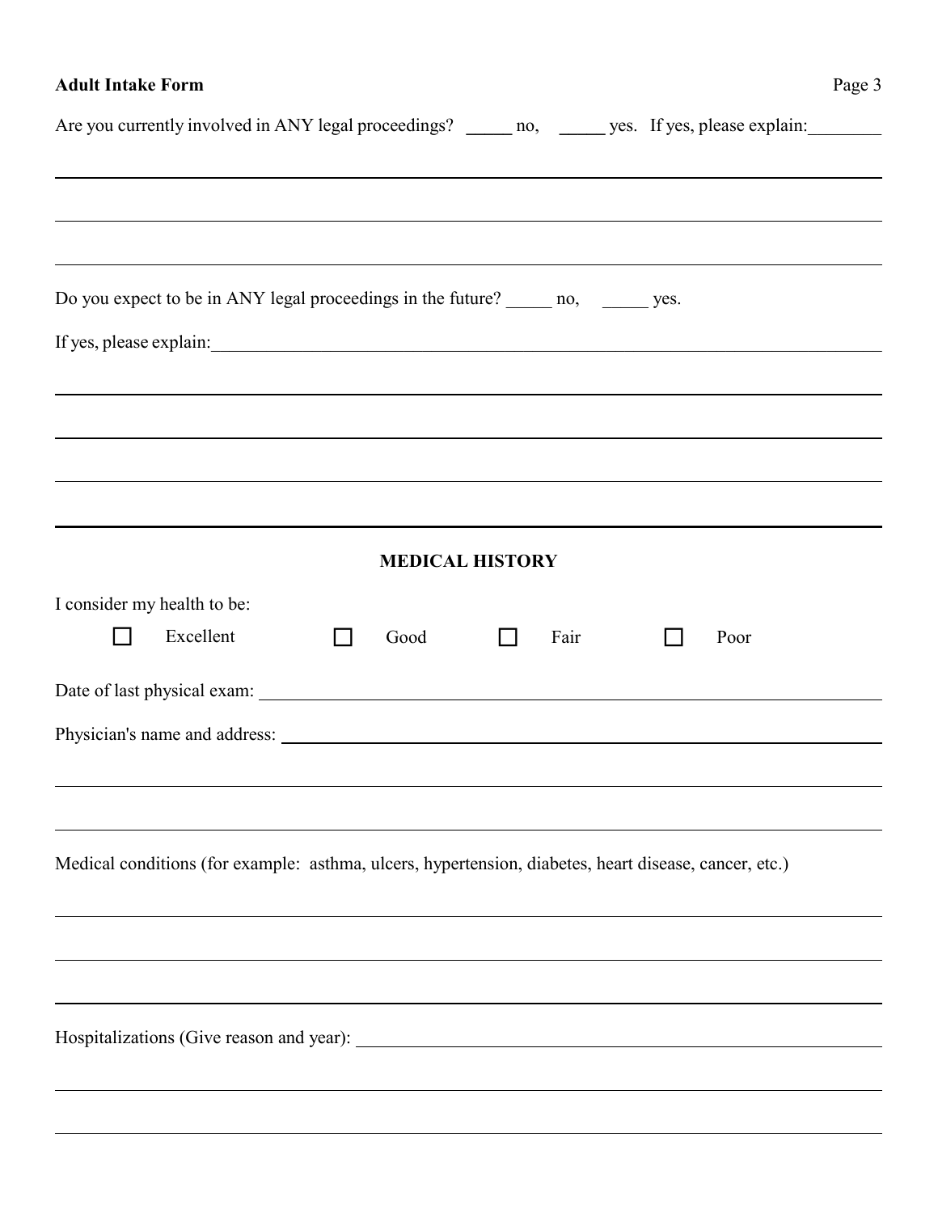Are you currently involved in ANY legal proceedings? _____ no, _____ yes. If yes, please explain:________

______________________________________________________________________

______________________________________________________________________

______________________________________________________________________

Do you expect to be in ANY legal proceedings in the future? _____ no, _____ yes.

If yes, please explain:______________________________________________________

______________________________________________________________________

______________________________________________________________________

______________________________________________________________________

______________________________________________________________________

## MEDICAL HISTORY

I consider my health to be:

☐ Excellent ☐ Good ☐ Fair ☐ Poor

Date of last physical exam: ______________________________________________

Physician's name and address: ____________________________________________

______________________________________________________________________

______________________________________________________________________

Medical conditions (for example: asthma, ulcers, hypertension, diabetes, heart disease, cancer, etc.)

______________________________________________________________________

______________________________________________________________________

______________________________________________________________________

Hospitalizations (Give reason and year): ____________________________________

______________________________________________________________________

______________________________________________________________________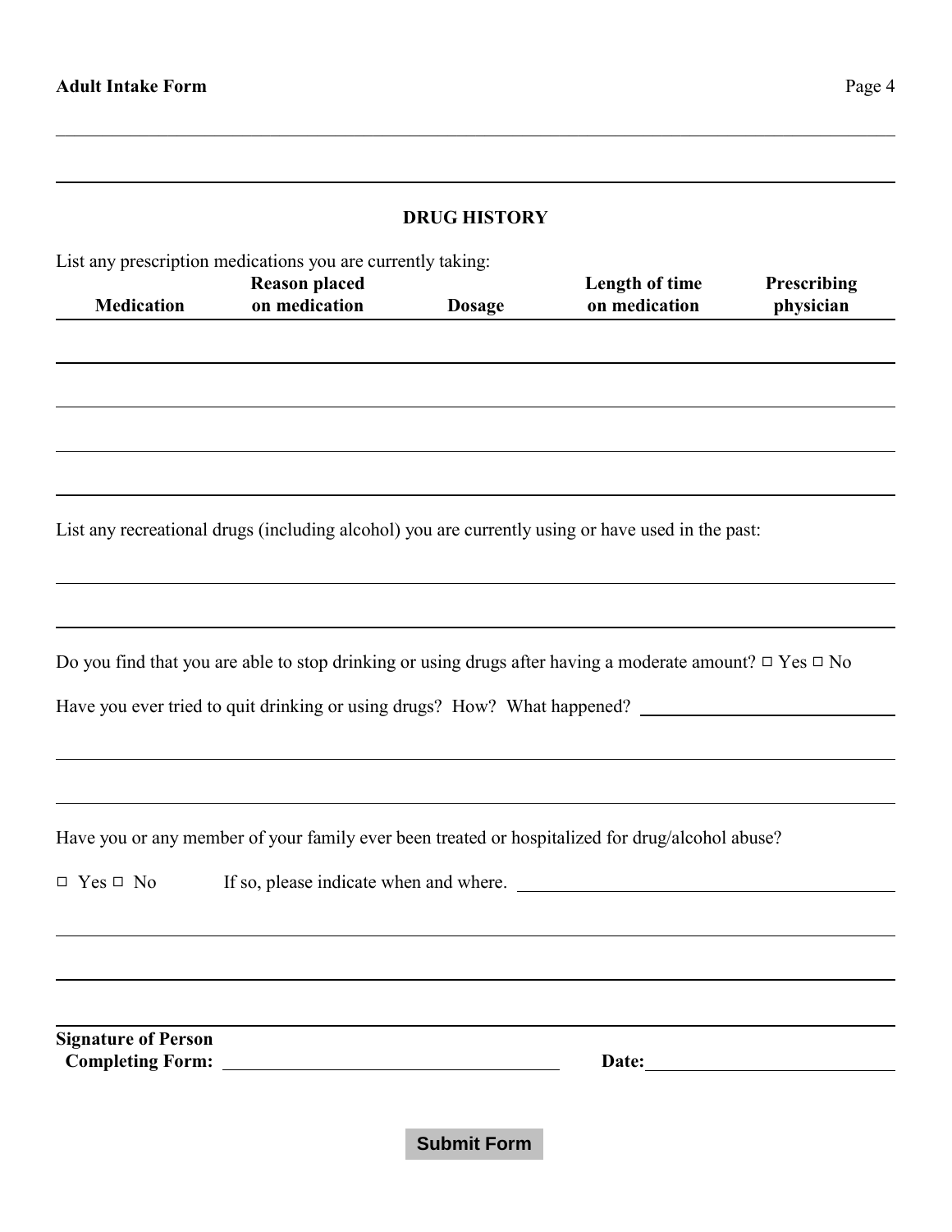## DRUG HISTORY

List any prescription medications you are currently taking:

| Medication | Reason placed on medication | Dosage | Length of time on medication | Prescribing physician |
| --- | --- | --- | --- | --- |
| | | | | |
| | | | | |
| | | | | |
| | | | | |

List any recreational drugs (including alcohol) you are currently using or have used in the past:

Do you find that you are able to stop drinking or using drugs after having a moderate amount? ☐ Yes ☐ No

Have you ever tried to quit drinking or using drugs? How? What happened?

Have you or any member of your family ever been treated or hospitalized for drug/alcohol abuse?

☐ Yes ☐ No If so, please indicate when and where.

**Signature of Person Completing Form:** ______________________ **Date:** ______________

**Submit Form**